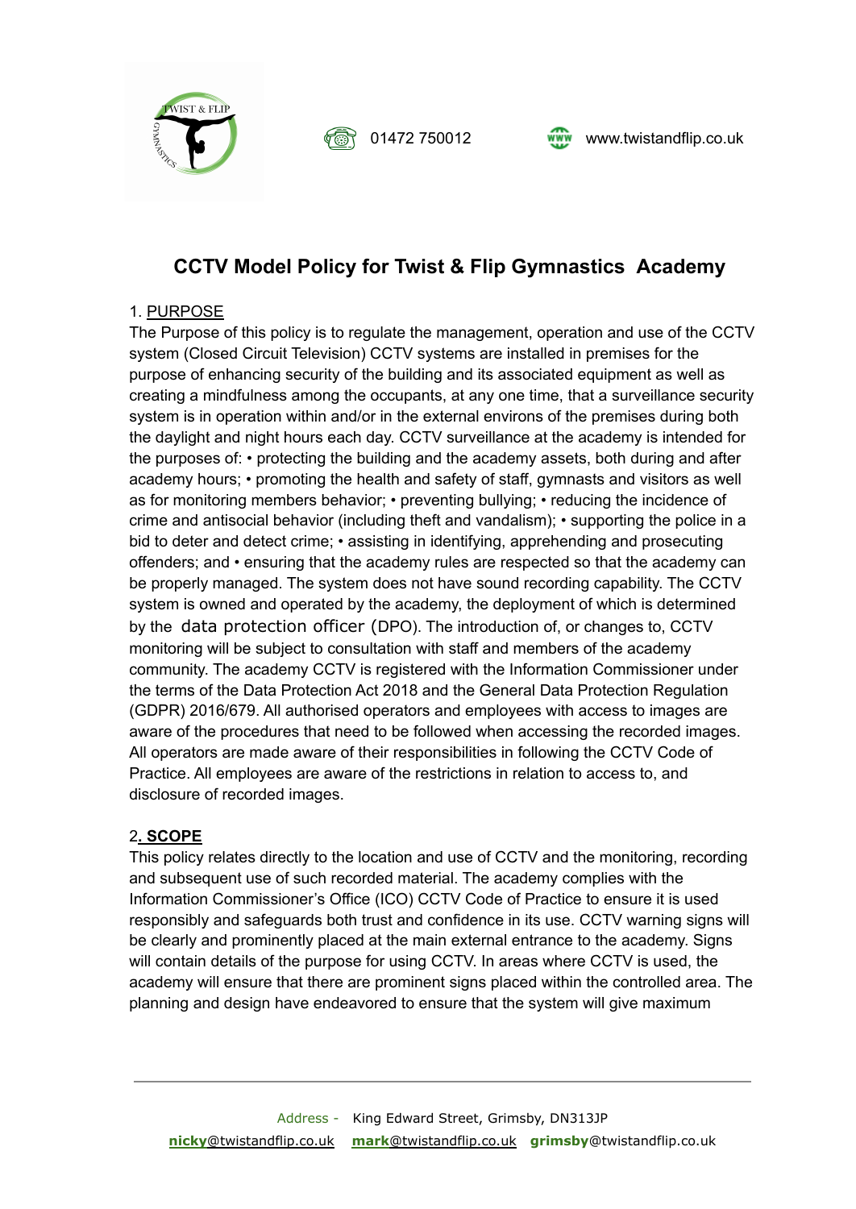01472 750012

www.twistandflip.co.uk

# CCTV Model Policy for Twist & Flip Gymnastics Academy

## 1. PURPOSE

The Purpose of this policy is to regulate the management, operation and use of the CCTV system (Closed Circuit Television) CCTV systems are installed in premises for the purpose of enhancing security of the building and its associated equipment as well as creating a mindfulness among the occupants, at any one time, that a surveillance security system is in operation within and/or in the external environs of the premises during both the daylight and night hours each day. CCTV surveillance at the academy is intended for the purposes of: • protecting the building and the academy assets, both during and after academy hours; • promoting the health and safety of staff, gymnasts and visitors as well as for monitoring members behavior; • preventing bullying; • reducing the incidence of crime and antisocial behavior (including theft and vandalism); • supporting the police in a bid to deter and detect crime; • assisting in identifying, apprehending and prosecuting offenders; and • ensuring that the academy rules are respected so that the academy can be properly managed. The system does not have sound recording capability. The CCTV system is owned and operated by the academy, the deployment of which is determined by the data protection officer (DPO). The introduction of, or changes to, CCTV monitoring will be subject to consultation with staff and members of the academy community. The academy CCTV is registered with the Information Commissioner under the terms of the Data Protection Act 2018 and the General Data Protection Regulation (GDPR) 2016/679. All authorised operators and employees with access to images are aware of the procedures that need to be followed when accessing the recorded images. All operators are made aware of their responsibilities in following the CCTV Code of Practice. All employees are aware of the restrictions in relation to access to, and disclosure of recorded images.

## 2. SCOPE

This policy relates directly to the location and use of CCTV and the monitoring, recording and subsequent use of such recorded material. The academy complies with the Information Commissioner's Office (ICO) CCTV Code of Practice to ensure it is used responsibly and safeguards both trust and confidence in its use. CCTV warning signs will be clearly and prominently placed at the main external entrance to the academy. Signs will contain details of the purpose for using CCTV. In areas where CCTV is used, the academy will ensure that there are prominent signs placed within the controlled area. The planning and design have endeavored to ensure that the system will give maximum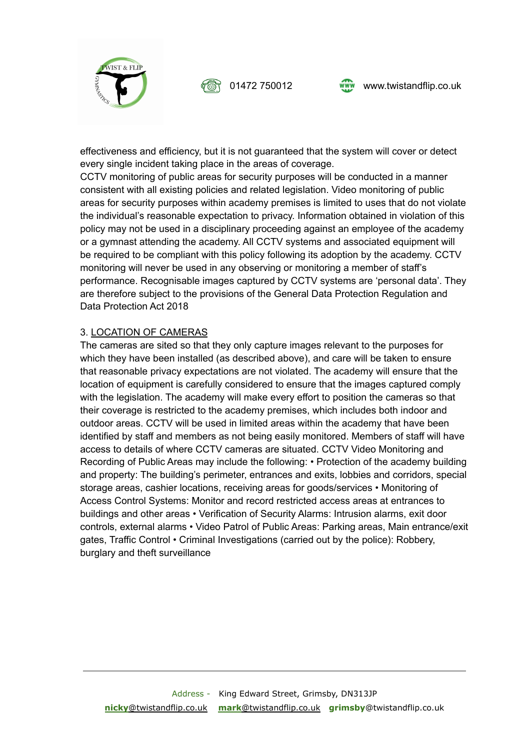effectiveness and efficiency, but it is not guaranteed that the system will cover or detect every single incident taking place in the areas of coverage.
CCTV monitoring of public areas for security purposes will be conducted in a manner consistent with all existing policies and related legislation. Video monitoring of public areas for security purposes within academy premises is limited to uses that do not violate the individual's reasonable expectation to privacy. Information obtained in violation of this policy may not be used in a disciplinary proceeding against an employee of the academy or a gymnast attending the academy. All CCTV systems and associated equipment will be required to be compliant with this policy following its adoption by the academy. CCTV monitoring will never be used in any observing or monitoring a member of staff's performance. Recognisable images captured by CCTV systems are 'personal data'. They are therefore subject to the provisions of the General Data Protection Regulation and Data Protection Act 2018

3. LOCATION OF CAMERAS

The cameras are sited so that they only capture images relevant to the purposes for which they have been installed (as described above), and care will be taken to ensure that reasonable privacy expectations are not violated. The academy will ensure that the location of equipment is carefully considered to ensure that the images captured comply with the legislation. The academy will make every effort to position the cameras so that their coverage is restricted to the academy premises, which includes both indoor and outdoor areas. CCTV will be used in limited areas within the academy that have been identified by staff and members as not being easily monitored. Members of staff will have access to details of where CCTV cameras are situated. CCTV Video Monitoring and Recording of Public Areas may include the following: • Protection of the academy building and property: The building's perimeter, entrances and exits, lobbies and corridors, special storage areas, cashier locations, receiving areas for goods/services • Monitoring of Access Control Systems: Monitor and record restricted access areas at entrances to buildings and other areas • Verification of Security Alarms: Intrusion alarms, exit door controls, external alarms • Video Patrol of Public Areas: Parking areas, Main entrance/exit gates, Traffic Control • Criminal Investigations (carried out by the police): Robbery, burglary and theft surveillance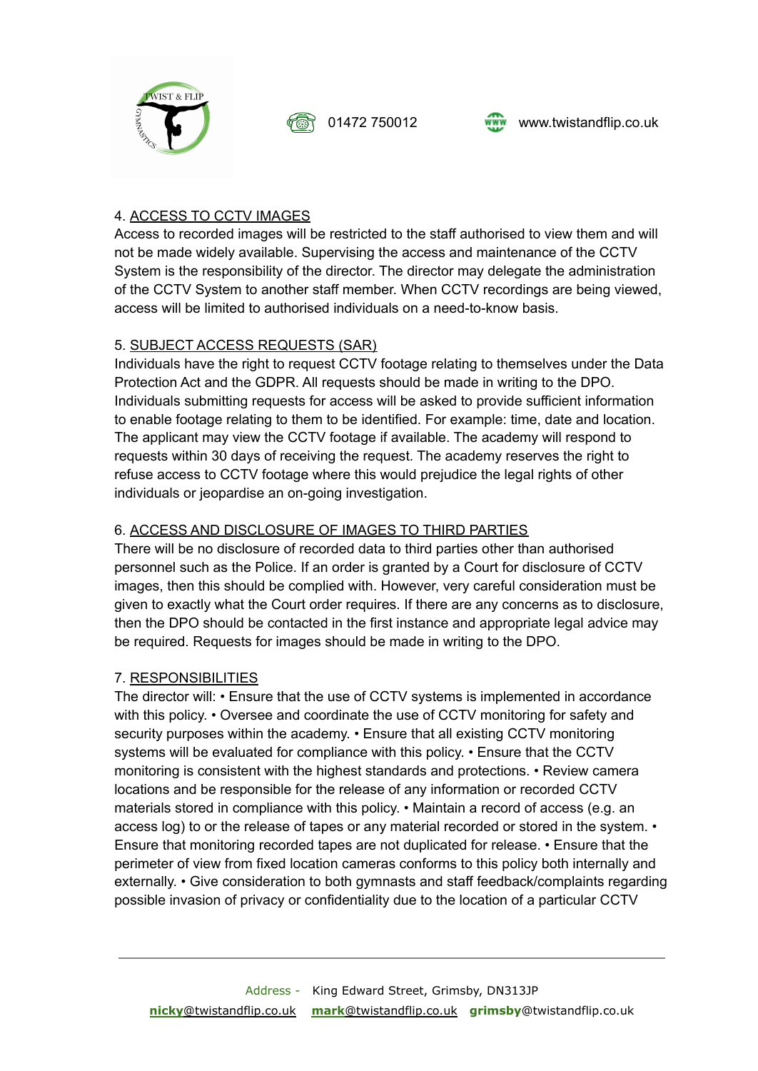## 4. ACCESS TO CCTV IMAGES

Access to recorded images will be restricted to the staff authorised to view them and will not be made widely available. Supervising the access and maintenance of the CCTV System is the responsibility of the director. The director may delegate the administration of the CCTV System to another staff member. When CCTV recordings are being viewed, access will be limited to authorised individuals on a need-to-know basis.

## 5. SUBJECT ACCESS REQUESTS (SAR)

Individuals have the right to request CCTV footage relating to themselves under the Data Protection Act and the GDPR. All requests should be made in writing to the DPO. Individuals submitting requests for access will be asked to provide sufficient information to enable footage relating to them to be identified. For example: time, date and location. The applicant may view the CCTV footage if available. The academy will respond to requests within 30 days of receiving the request. The academy reserves the right to refuse access to CCTV footage where this would prejudice the legal rights of other individuals or jeopardise an on-going investigation.

## 6. ACCESS AND DISCLOSURE OF IMAGES TO THIRD PARTIES

There will be no disclosure of recorded data to third parties other than authorised personnel such as the Police. If an order is granted by a Court for disclosure of CCTV images, then this should be complied with. However, very careful consideration must be given to exactly what the Court order requires. If there are any concerns as to disclosure, then the DPO should be contacted in the first instance and appropriate legal advice may be required. Requests for images should be made in writing to the DPO.

## 7. RESPONSIBILITIES

The director will: • Ensure that the use of CCTV systems is implemented in accordance with this policy. • Oversee and coordinate the use of CCTV monitoring for safety and security purposes within the academy. • Ensure that all existing CCTV monitoring systems will be evaluated for compliance with this policy. • Ensure that the CCTV monitoring is consistent with the highest standards and protections. • Review camera locations and be responsible for the release of any information or recorded CCTV materials stored in compliance with this policy. • Maintain a record of access (e.g. an access log) to or the release of tapes or any material recorded or stored in the system. • Ensure that monitoring recorded tapes are not duplicated for release. • Ensure that the perimeter of view from fixed location cameras conforms to this policy both internally and externally. • Give consideration to both gymnasts and staff feedback/complaints regarding possible invasion of privacy or confidentiality due to the location of a particular CCTV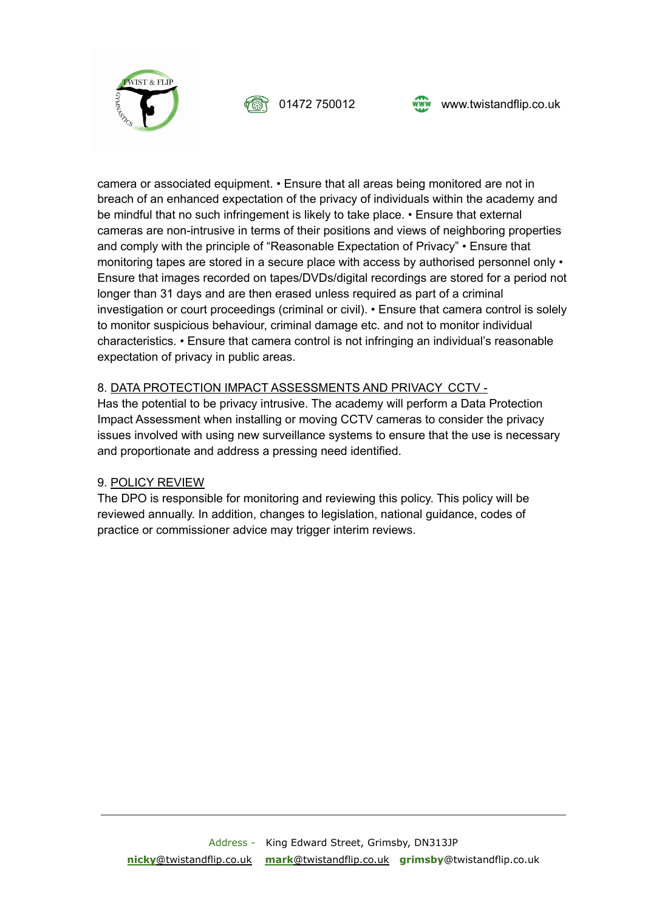camera or associated equipment. • Ensure that all areas being monitored are not in breach of an enhanced expectation of the privacy of individuals within the academy and be mindful that no such infringement is likely to take place. • Ensure that external cameras are non-intrusive in terms of their positions and views of neighboring properties and comply with the principle of "Reasonable Expectation of Privacy" • Ensure that monitoring tapes are stored in a secure place with access by authorised personnel only • Ensure that images recorded on tapes/DVDs/digital recordings are stored for a period not longer than 31 days and are then erased unless required as part of a criminal investigation or court proceedings (criminal or civil). • Ensure that camera control is solely to monitor suspicious behaviour, criminal damage etc. and not to monitor individual characteristics. • Ensure that camera control is not infringing an individual's reasonable expectation of privacy in public areas.

8. DATA PROTECTION IMPACT ASSESSMENTS AND PRIVACY CCTV -
Has the potential to be privacy intrusive. The academy will perform a Data Protection Impact Assessment when installing or moving CCTV cameras to consider the privacy issues involved with using new surveillance systems to ensure that the use is necessary and proportionate and address a pressing need identified.

9. POLICY REVIEW
The DPO is responsible for monitoring and reviewing this policy. This policy will be reviewed annually. In addition, changes to legislation, national guidance, codes of practice or commissioner advice may trigger interim reviews.